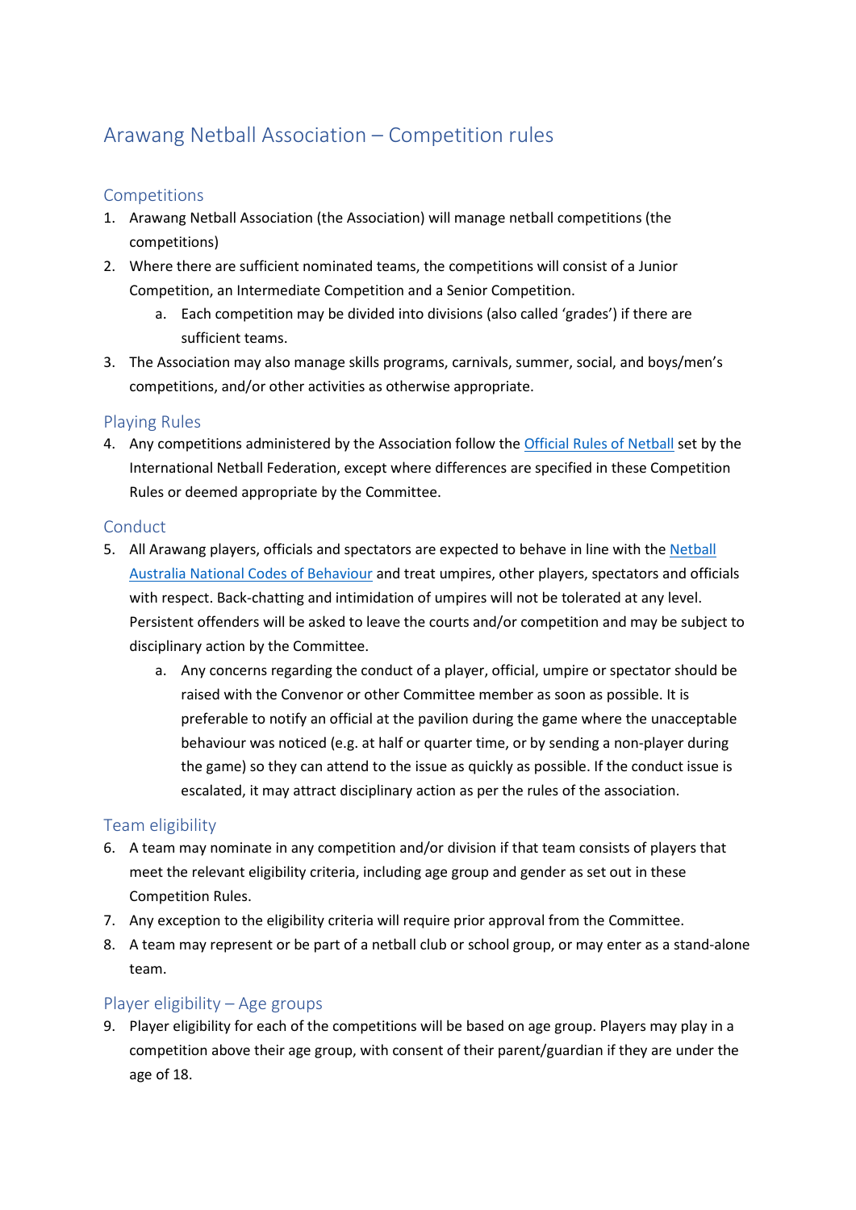# Arawang Netball Association – Competition rules

## Competitions

1. Arawang Netball Association (the Association) will manage netball competitions (the competitions)
2. Where there are sufficient nominated teams, the competitions will consist of a Junior Competition, an Intermediate Competition and a Senior Competition.
    a. Each competition may be divided into divisions (also called 'grades') if there are sufficient teams.
3. The Association may also manage skills programs, carnivals, summer, social, and boys/men's competitions, and/or other activities as otherwise appropriate.

## Playing Rules

4. Any competitions administered by the Association follow the Official Rules of Netball set by the International Netball Federation, except where differences are specified in these Competition Rules or deemed appropriate by the Committee.

## Conduct

5. All Arawang players, officials and spectators are expected to behave in line with the Netball Australia National Codes of Behaviour and treat umpires, other players, spectators and officials with respect. Back-chatting and intimidation of umpires will not be tolerated at any level. Persistent offenders will be asked to leave the courts and/or competition and may be subject to disciplinary action by the Committee.
    a. Any concerns regarding the conduct of a player, official, umpire or spectator should be raised with the Convenor or other Committee member as soon as possible. It is preferable to notify an official at the pavilion during the game where the unacceptable behaviour was noticed (e.g. at half or quarter time, or by sending a non-player during the game) so they can attend to the issue as quickly as possible. If the conduct issue is escalated, it may attract disciplinary action as per the rules of the association.

## Team eligibility

6. A team may nominate in any competition and/or division if that team consists of players that meet the relevant eligibility criteria, including age group and gender as set out in these Competition Rules.
7. Any exception to the eligibility criteria will require prior approval from the Committee.
8. A team may represent or be part of a netball club or school group, or may enter as a stand-alone team.

## Player eligibility – Age groups

9. Player eligibility for each of the competitions will be based on age group. Players may play in a competition above their age group, with consent of their parent/guardian if they are under the age of 18.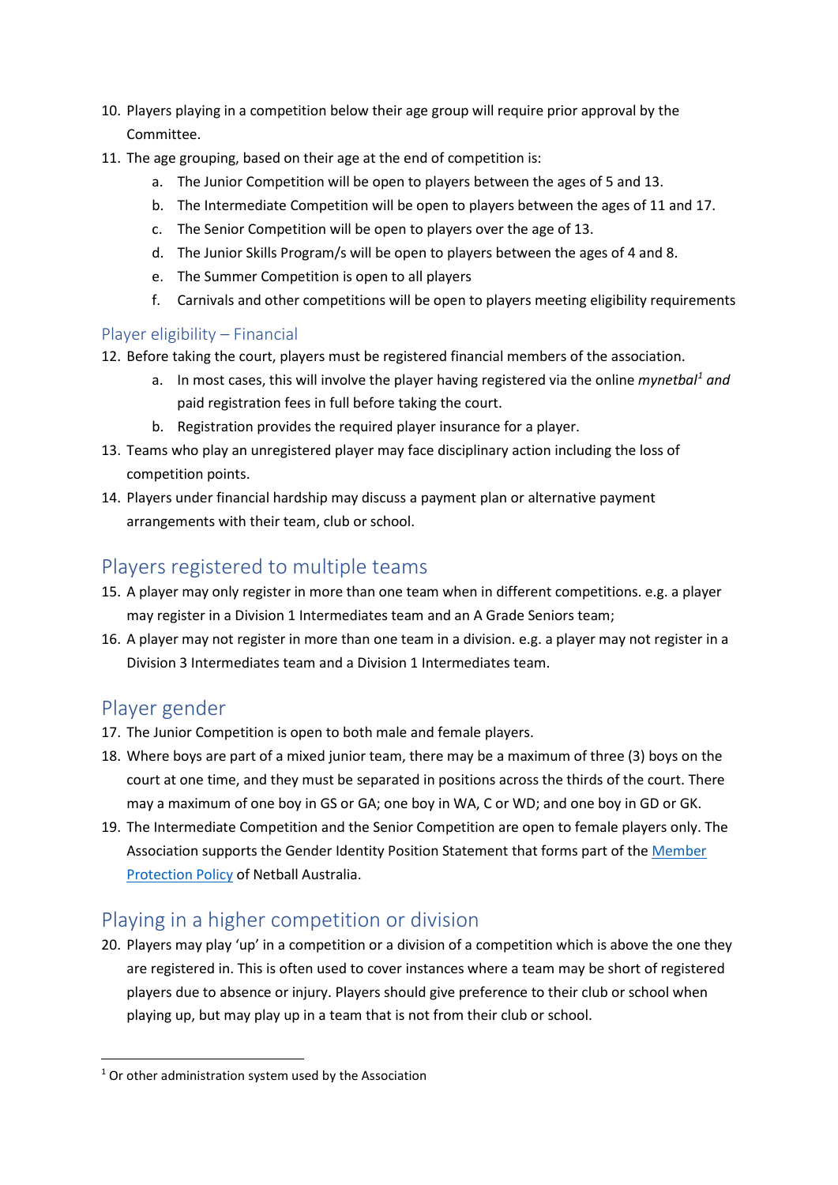10. Players playing in a competition below their age group will require prior approval by the Committee.
11. The age grouping, based on their age at the end of competition is:
    a. The Junior Competition will be open to players between the ages of 5 and 13.
    b. The Intermediate Competition will be open to players between the ages of 11 and 17.
    c. The Senior Competition will be open to players over the age of 13.
    d. The Junior Skills Program/s will be open to players between the ages of 4 and 8.
    e. The Summer Competition is open to all players
    f. Carnivals and other competitions will be open to players meeting eligibility requirements

### Player eligibility – Financial

12. Before taking the court, players must be registered financial members of the association.
    a. In most cases, this will involve the player having registered via the online *mynetbal*[1] *and* paid registration fees in full before taking the court.
    b. Registration provides the required player insurance for a player.
13. Teams who play an unregistered player may face disciplinary action including the loss of competition points.
14. Players under financial hardship may discuss a payment plan or alternative payment arrangements with their team, club or school.

## Players registered to multiple teams

15. A player may only register in more than one team when in different competitions. e.g. a player may register in a Division 1 Intermediates team and an A Grade Seniors team;
16. A player may not register in more than one team in a division. e.g. a player may not register in a Division 3 Intermediates team and a Division 1 Intermediates team.

## Player gender

17. The Junior Competition is open to both male and female players.
18. Where boys are part of a mixed junior team, there may be a maximum of three (3) boys on the court at one time, and they must be separated in positions across the thirds of the court. There may a maximum of one boy in GS or GA; one boy in WA, C or WD; and one boy in GD or GK.
19. The Intermediate Competition and the Senior Competition are open to female players only. The Association supports the Gender Identity Position Statement that forms part of the Member Protection Policy of Netball Australia.

## Playing in a higher competition or division

20. Players may play 'up' in a competition or a division of a competition which is above the one they are registered in. This is often used to cover instances where a team may be short of registered players due to absence or injury. Players should give preference to their club or school when playing up, but may play up in a team that is not from their club or school.

[1] Or other administration system used by the Association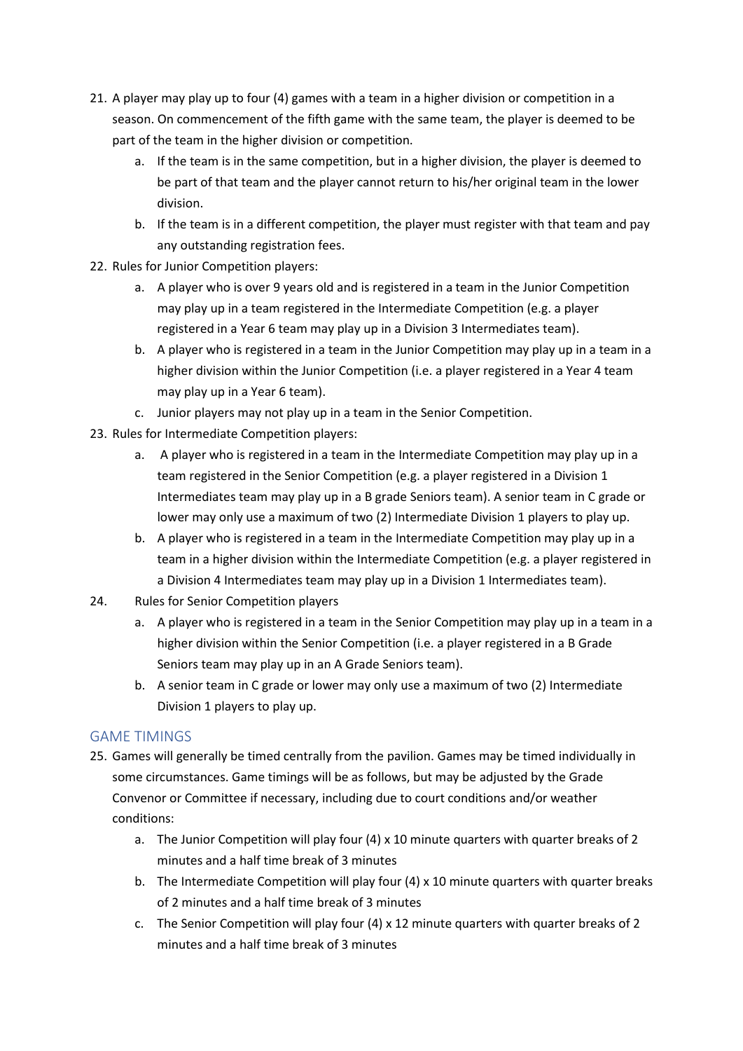21. A player may play up to four (4) games with a team in a higher division or competition in a season. On commencement of the fifth game with the same team, the player is deemed to be part of the team in the higher division or competition.
    a. If the team is in the same competition, but in a higher division, the player is deemed to be part of that team and the player cannot return to his/her original team in the lower division.
    b. If the team is in a different competition, the player must register with that team and pay any outstanding registration fees.
22. Rules for Junior Competition players:
    a. A player who is over 9 years old and is registered in a team in the Junior Competition may play up in a team registered in the Intermediate Competition (e.g. a player registered in a Year 6 team may play up in a Division 3 Intermediates team).
    b. A player who is registered in a team in the Junior Competition may play up in a team in a higher division within the Junior Competition (i.e. a player registered in a Year 4 team may play up in a Year 6 team).
    c. Junior players may not play up in a team in the Senior Competition.
23. Rules for Intermediate Competition players:
    a. A player who is registered in a team in the Intermediate Competition may play up in a team registered in the Senior Competition (e.g. a player registered in a Division 1 Intermediates team may play up in a B grade Seniors team). A senior team in C grade or lower may only use a maximum of two (2) Intermediate Division 1 players to play up.
    b. A player who is registered in a team in the Intermediate Competition may play up in a team in a higher division within the Intermediate Competition (e.g. a player registered in a Division 4 Intermediates team may play up in a Division 1 Intermediates team).
24. Rules for Senior Competition players
    a. A player who is registered in a team in the Senior Competition may play up in a team in a higher division within the Senior Competition (i.e. a player registered in a B Grade Seniors team may play up in an A Grade Seniors team).
    b. A senior team in C grade or lower may only use a maximum of two (2) Intermediate Division 1 players to play up.

## GAME TIMINGS

25. Games will generally be timed centrally from the pavilion. Games may be timed individually in some circumstances. Game timings will be as follows, but may be adjusted by the Grade Convenor or Committee if necessary, including due to court conditions and/or weather conditions:
    a. The Junior Competition will play four (4) x 10 minute quarters with quarter breaks of 2 minutes and a half time break of 3 minutes
    b. The Intermediate Competition will play four (4) x 10 minute quarters with quarter breaks of 2 minutes and a half time break of 3 minutes
    c. The Senior Competition will play four (4) x 12 minute quarters with quarter breaks of 2 minutes and a half time break of 3 minutes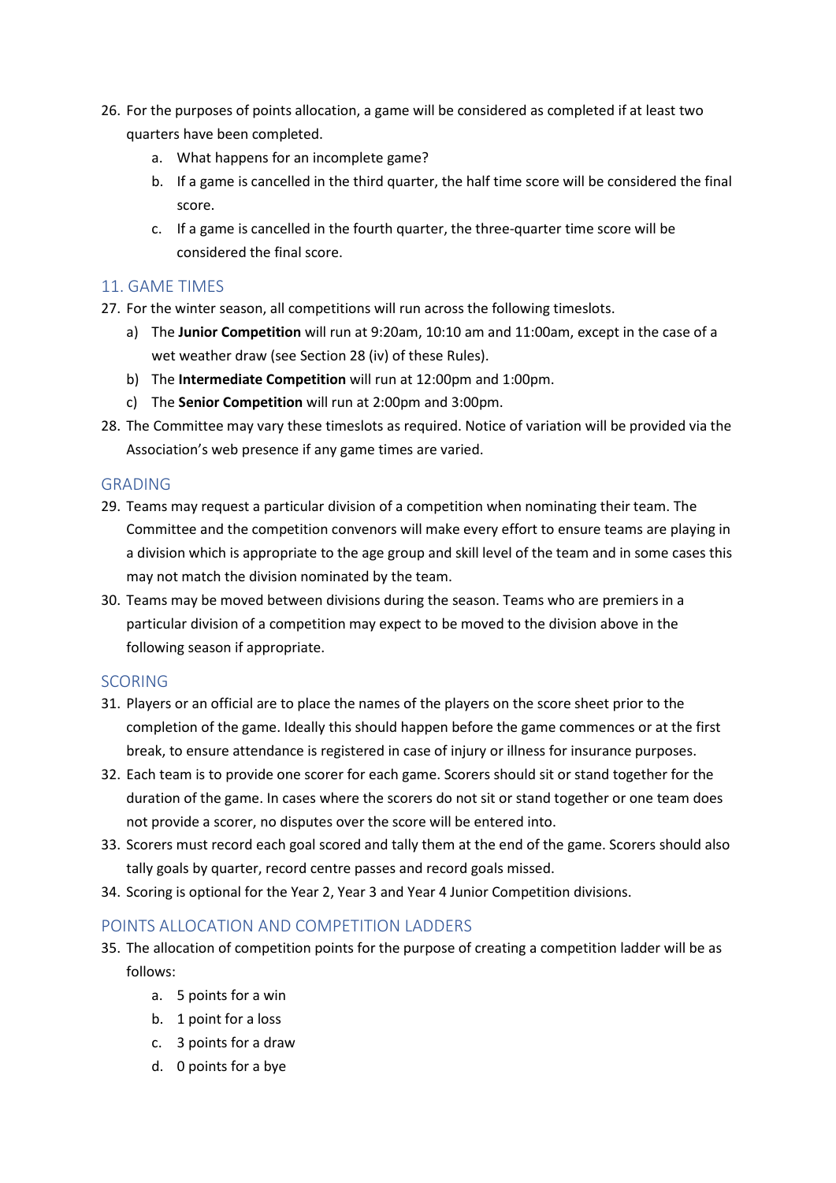26. For the purposes of points allocation, a game will be considered as completed if at least two quarters have been completed.
    a. What happens for an incomplete game?
    b. If a game is cancelled in the third quarter, the half time score will be considered the final score.
    c. If a game is cancelled in the fourth quarter, the three-quarter time score will be considered the final score.

## 11. GAME TIMES

27. For the winter season, all competitions will run across the following timeslots.
    a) The **Junior Competition** will run at 9:20am, 10:10 am and 11:00am, except in the case of a wet weather draw (see Section 28 (iv) of these Rules).
    b) The **Intermediate Competition** will run at 12:00pm and 1:00pm.
    c) The **Senior Competition** will run at 2:00pm and 3:00pm.
28. The Committee may vary these timeslots as required. Notice of variation will be provided via the Association's web presence if any game times are varied.

## GRADING

29. Teams may request a particular division of a competition when nominating their team. The Committee and the competition convenors will make every effort to ensure teams are playing in a division which is appropriate to the age group and skill level of the team and in some cases this may not match the division nominated by the team.
30. Teams may be moved between divisions during the season. Teams who are premiers in a particular division of a competition may expect to be moved to the division above in the following season if appropriate.

## SCORING

31. Players or an official are to place the names of the players on the score sheet prior to the completion of the game. Ideally this should happen before the game commences or at the first break, to ensure attendance is registered in case of injury or illness for insurance purposes.
32. Each team is to provide one scorer for each game. Scorers should sit or stand together for the duration of the game. In cases where the scorers do not sit or stand together or one team does not provide a scorer, no disputes over the score will be entered into.
33. Scorers must record each goal scored and tally them at the end of the game. Scorers should also tally goals by quarter, record centre passes and record goals missed.
34. Scoring is optional for the Year 2, Year 3 and Year 4 Junior Competition divisions.

## POINTS ALLOCATION AND COMPETITION LADDERS

35. The allocation of competition points for the purpose of creating a competition ladder will be as follows:
    a. 5 points for a win
    b. 1 point for a loss
    c. 3 points for a draw
    d. 0 points for a bye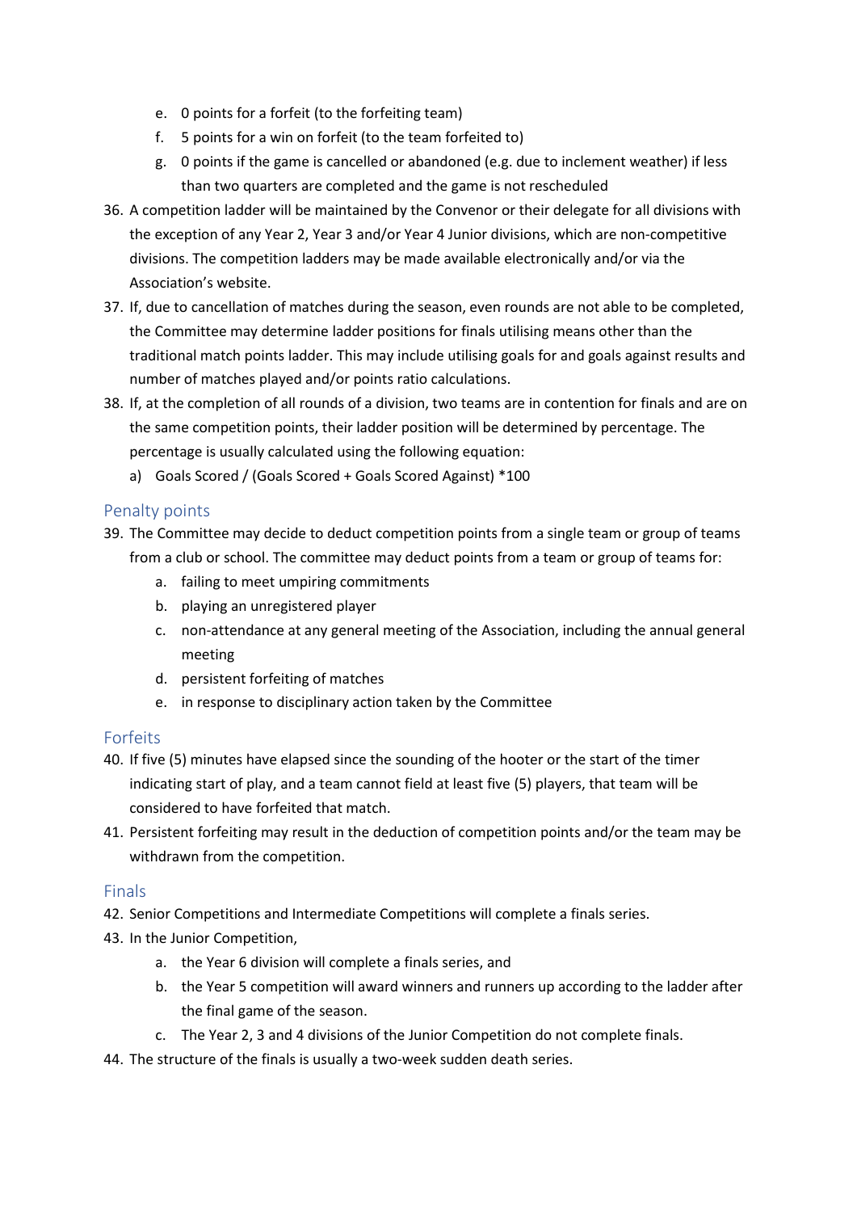e. 0 points for a forfeit (to the forfeiting team)
   f. 5 points for a win on forfeit (to the team forfeited to)
   g. 0 points if the game is cancelled or abandoned (e.g. due to inclement weather) if less than two quarters are completed and the game is not rescheduled

36. A competition ladder will be maintained by the Convenor or their delegate for all divisions with the exception of any Year 2, Year 3 and/or Year 4 Junior divisions, which are non-competitive divisions. The competition ladders may be made available electronically and/or via the Association's website.
37. If, due to cancellation of matches during the season, even rounds are not able to be completed, the Committee may determine ladder positions for finals utilising means other than the traditional match points ladder. This may include utilising goals for and goals against results and number of matches played and/or points ratio calculations.
38. If, at the completion of all rounds of a division, two teams are in contention for finals and are on the same competition points, their ladder position will be determined by percentage. The percentage is usually calculated using the following equation:
    a) Goals Scored / (Goals Scored + Goals Scored Against) *100

## Penalty points

39. The Committee may decide to deduct competition points from a single team or group of teams from a club or school. The committee may deduct points from a team or group of teams for:
    a. failing to meet umpiring commitments
    b. playing an unregistered player
    c. non-attendance at any general meeting of the Association, including the annual general meeting
    d. persistent forfeiting of matches
    e. in response to disciplinary action taken by the Committee

## Forfeits

40. If five (5) minutes have elapsed since the sounding of the hooter or the start of the timer indicating start of play, and a team cannot field at least five (5) players, that team will be considered to have forfeited that match.
41. Persistent forfeiting may result in the deduction of competition points and/or the team may be withdrawn from the competition.

## Finals

42. Senior Competitions and Intermediate Competitions will complete a finals series.
43. In the Junior Competition,
    a. the Year 6 division will complete a finals series, and
    b. the Year 5 competition will award winners and runners up according to the ladder after the final game of the season.
    c. The Year 2, 3 and 4 divisions of the Junior Competition do not complete finals.
44. The structure of the finals is usually a two-week sudden death series.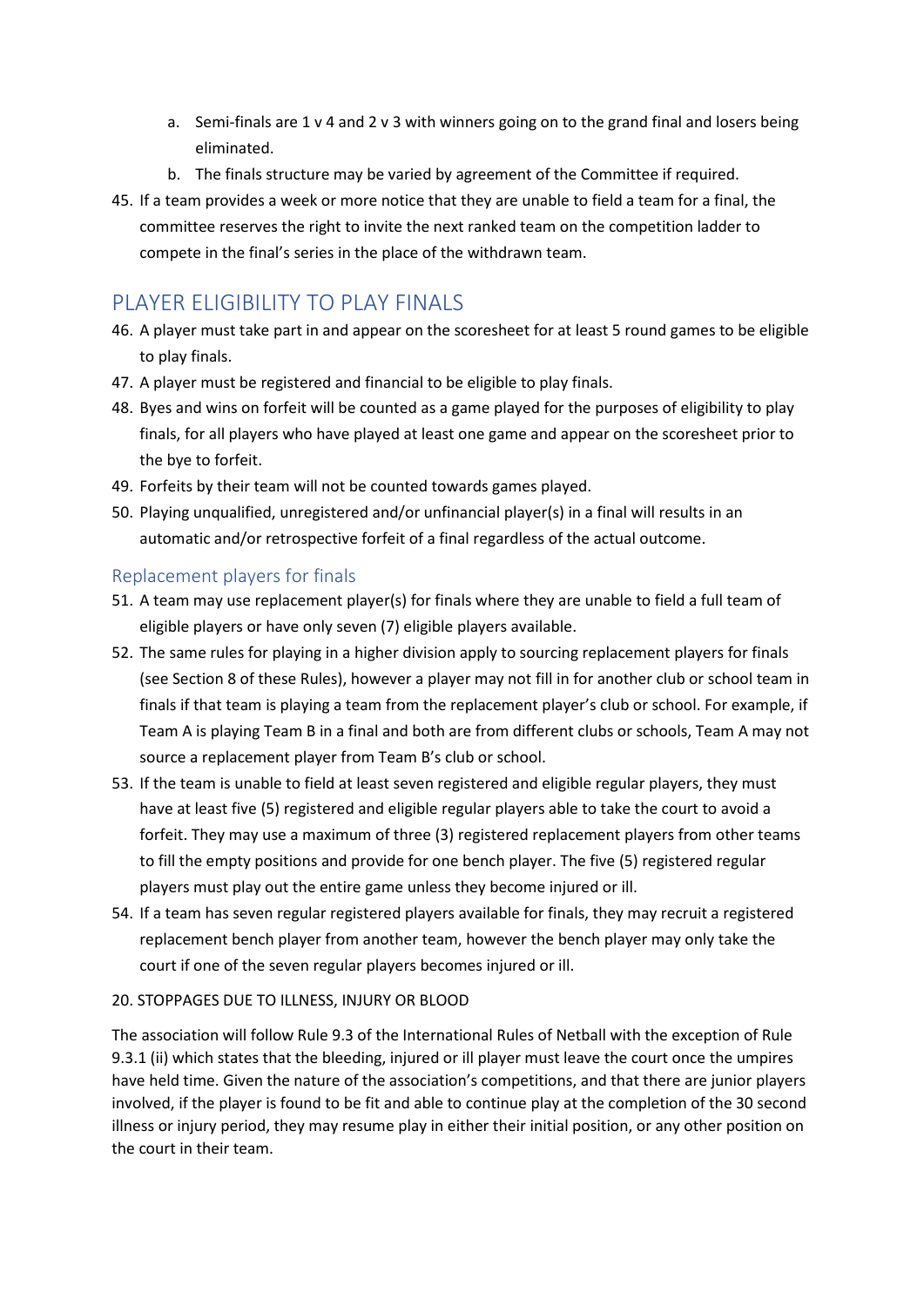a. Semi-finals are 1 v 4 and 2 v 3 with winners going on to the grand final and losers being eliminated.
b. The finals structure may be varied by agreement of the Committee if required.

45. If a team provides a week or more notice that they are unable to field a team for a final, the committee reserves the right to invite the next ranked team on the competition ladder to compete in the final's series in the place of the withdrawn team.

## PLAYER ELIGIBILITY TO PLAY FINALS

46. A player must take part in and appear on the scoresheet for at least 5 round games to be eligible to play finals.
47. A player must be registered and financial to be eligible to play finals.
48. Byes and wins on forfeit will be counted as a game played for the purposes of eligibility to play finals, for all players who have played at least one game and appear on the scoresheet prior to the bye to forfeit.
49. Forfeits by their team will not be counted towards games played.
50. Playing unqualified, unregistered and/or unfinancial player(s) in a final will results in an automatic and/or retrospective forfeit of a final regardless of the actual outcome.

### Replacement players for finals

51. A team may use replacement player(s) for finals where they are unable to field a full team of eligible players or have only seven (7) eligible players available.
52. The same rules for playing in a higher division apply to sourcing replacement players for finals (see Section 8 of these Rules), however a player may not fill in for another club or school team in finals if that team is playing a team from the replacement player's club or school. For example, if Team A is playing Team B in a final and both are from different clubs or schools, Team A may not source a replacement player from Team B's club or school.
53. If the team is unable to field at least seven registered and eligible regular players, they must have at least five (5) registered and eligible regular players able to take the court to avoid a forfeit. They may use a maximum of three (3) registered replacement players from other teams to fill the empty positions and provide for one bench player. The five (5) registered regular players must play out the entire game unless they become injured or ill.
54. If a team has seven regular registered players available for finals, they may recruit a registered replacement bench player from another team, however the bench player may only take the court if one of the seven regular players becomes injured or ill.

20. STOPPAGES DUE TO ILLNESS, INJURY OR BLOOD

The association will follow Rule 9.3 of the International Rules of Netball with the exception of Rule 9.3.1 (ii) which states that the bleeding, injured or ill player must leave the court once the umpires have held time. Given the nature of the association's competitions, and that there are junior players involved, if the player is found to be fit and able to continue play at the completion of the 30 second illness or injury period, they may resume play in either their initial position, or any other position on the court in their team.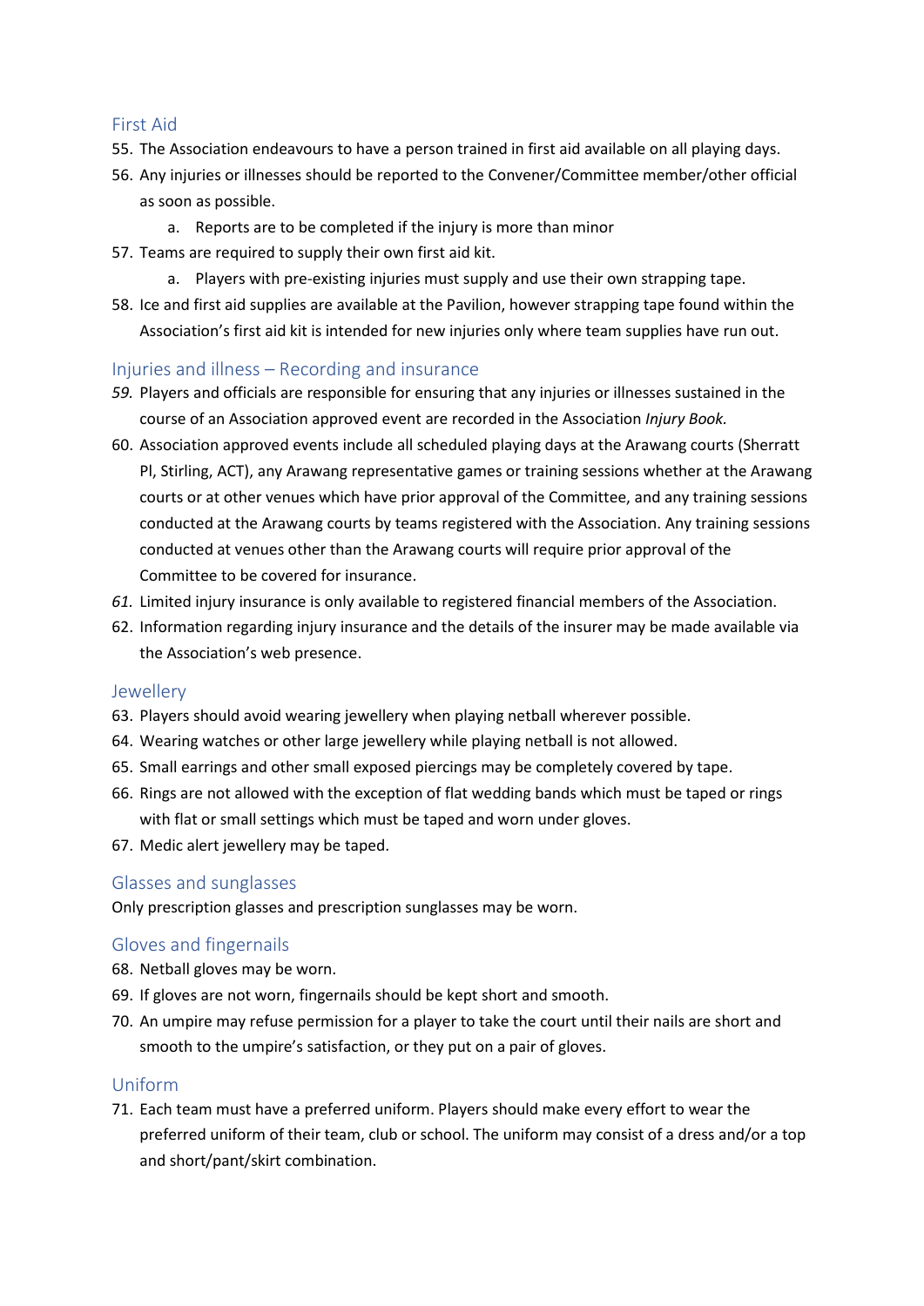## First Aid

55. The Association endeavours to have a person trained in first aid available on all playing days.
56. Any injuries or illnesses should be reported to the Convener/Committee member/other official as soon as possible.
    a. Reports are to be completed if the injury is more than minor
57. Teams are required to supply their own first aid kit.
    a. Players with pre-existing injuries must supply and use their own strapping tape.
58. Ice and first aid supplies are available at the Pavilion, however strapping tape found within the Association's first aid kit is intended for new injuries only where team supplies have run out.

## Injuries and illness – Recording and insurance

59. Players and officials are responsible for ensuring that any injuries or illnesses sustained in the course of an Association approved event are recorded in the Association *Injury Book.*
60. Association approved events include all scheduled playing days at the Arawang courts (Sherratt Pl, Stirling, ACT), any Arawang representative games or training sessions whether at the Arawang courts or at other venues which have prior approval of the Committee, and any training sessions conducted at the Arawang courts by teams registered with the Association. Any training sessions conducted at venues other than the Arawang courts will require prior approval of the Committee to be covered for insurance.
61. Limited injury insurance is only available to registered financial members of the Association.
62. Information regarding injury insurance and the details of the insurer may be made available via the Association's web presence.

## Jewellery

63. Players should avoid wearing jewellery when playing netball wherever possible.
64. Wearing watches or other large jewellery while playing netball is not allowed.
65. Small earrings and other small exposed piercings may be completely covered by tape.
66. Rings are not allowed with the exception of flat wedding bands which must be taped or rings with flat or small settings which must be taped and worn under gloves.
67. Medic alert jewellery may be taped.

## Glasses and sunglasses

Only prescription glasses and prescription sunglasses may be worn.

## Gloves and fingernails

68. Netball gloves may be worn.
69. If gloves are not worn, fingernails should be kept short and smooth.
70. An umpire may refuse permission for a player to take the court until their nails are short and smooth to the umpire's satisfaction, or they put on a pair of gloves.

## Uniform

71. Each team must have a preferred uniform. Players should make every effort to wear the preferred uniform of their team, club or school. The uniform may consist of a dress and/or a top and short/pant/skirt combination.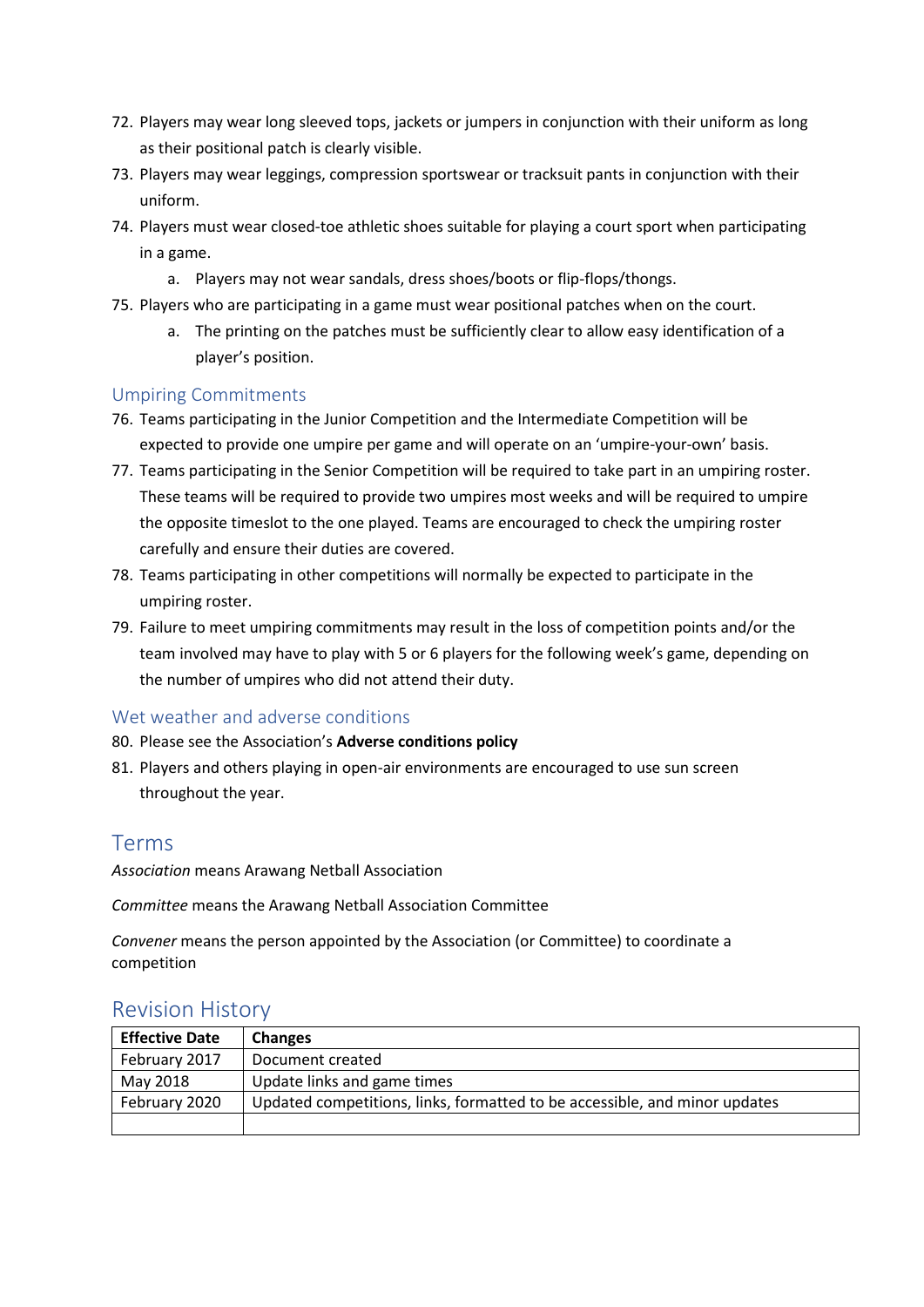72. Players may wear long sleeved tops, jackets or jumpers in conjunction with their uniform as long as their positional patch is clearly visible.
73. Players may wear leggings, compression sportswear or tracksuit pants in conjunction with their uniform.
74. Players must wear closed-toe athletic shoes suitable for playing a court sport when participating in a game.
    a. Players may not wear sandals, dress shoes/boots or flip-flops/thongs.
75. Players who are participating in a game must wear positional patches when on the court.
    a. The printing on the patches must be sufficiently clear to allow easy identification of a player's position.

### Umpiring Commitments

76. Teams participating in the Junior Competition and the Intermediate Competition will be expected to provide one umpire per game and will operate on an 'umpire-your-own' basis.
77. Teams participating in the Senior Competition will be required to take part in an umpiring roster. These teams will be required to provide two umpires most weeks and will be required to umpire the opposite timeslot to the one played. Teams are encouraged to check the umpiring roster carefully and ensure their duties are covered.
78. Teams participating in other competitions will normally be expected to participate in the umpiring roster.
79. Failure to meet umpiring commitments may result in the loss of competition points and/or the team involved may have to play with 5 or 6 players for the following week's game, depending on the number of umpires who did not attend their duty.

### Wet weather and adverse conditions

80. Please see the Association's **Adverse conditions policy**
81. Players and others playing in open-air environments are encouraged to use sun screen throughout the year.

## Terms

*Association* means Arawang Netball Association

*Committee* means the Arawang Netball Association Committee

*Convener* means the person appointed by the Association (or Committee) to coordinate a competition

## Revision History

| Effective Date | Changes |
|---|---|
| February 2017 | Document created |
| May 2018 | Update links and game times |
| February 2020 | Updated competitions, links, formatted to be accessible, and minor updates |
| | |